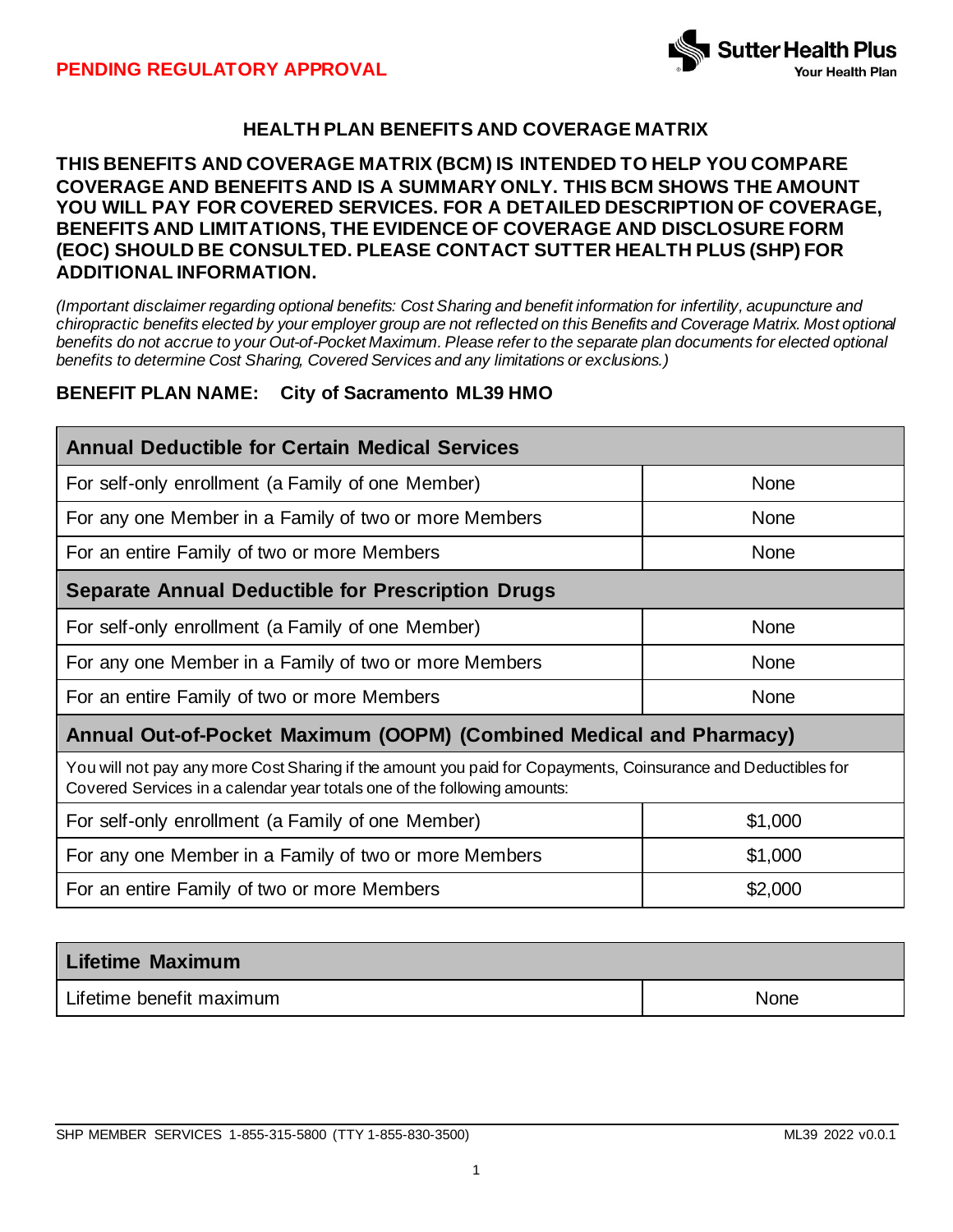**PENDING REGULATORY APPROVAL**

# HEALTH PLAN BENEFITS AND COVERAGE MATRIX

**THIS BENEFITS AND COVERAGE MATRIX (BCM) IS INTENDED TO HELP YOU COMPARE COVERAGE AND BENEFITS AND IS A SUMMARY ONLY. THIS BCM SHOWS THE AMOUNT YOU WILL PAY FOR COVERED SERVICES. FOR A DETAILED DESCRIPTION OF COVERAGE, BENEFITS AND LIMITATIONS, THE EVIDENCE OF COVERAGE AND DISCLOSURE FORM (EOC) SHOULD BE CONSULTED. PLEASE CONTACT SUTTER HEALTH PLUS (SHP) FOR ADDITIONAL INFORMATION.**

*(Important disclaimer regarding optional benefits: Cost Sharing and benefit information for infertility, acupuncture and chiropractic benefits elected by your employer group are not reflected on this Benefits and Coverage Matrix. Most optional benefits do not accrue to your Out-of-Pocket Maximum. Please refer to the separate plan documents for elected optional benefits to determine Cost Sharing, Covered Services and any limitations or exclusions.)*

**BENEFIT PLAN NAME: City of Sacramento ML39 HMO**

| **Annual Deductible for Certain Medical Services** | |
|---|---|
| For self-only enrollment (a Family of one Member) | None |
| For any one Member in a Family of two or more Members | None |
| For an entire Family of two or more Members | None |
| **Separate Annual Deductible for Prescription Drugs** | |
| For self-only enrollment (a Family of one Member) | None |
| For any one Member in a Family of two or more Members | None |
| For an entire Family of two or more Members | None |
| **Annual Out-of-Pocket Maximum (OOPM) (Combined Medical and Pharmacy)** | |
| You will not pay any more Cost Sharing if the amount you paid for Copayments, Coinsurance and Deductibles for Covered Services in a calendar year totals one of the following amounts: | |
| For self-only enrollment (a Family of one Member) | $1,000 |
| For any one Member in a Family of two or more Members | $1,000 |
| For an entire Family of two or more Members | $2,000 |

| **Lifetime Maximum** | |
|---|---|
| Lifetime benefit maximum | None |

SHP MEMBER SERVICES 1-855-315-5800 (TTY 1-855-830-3500) ML39 2022 v0.0.1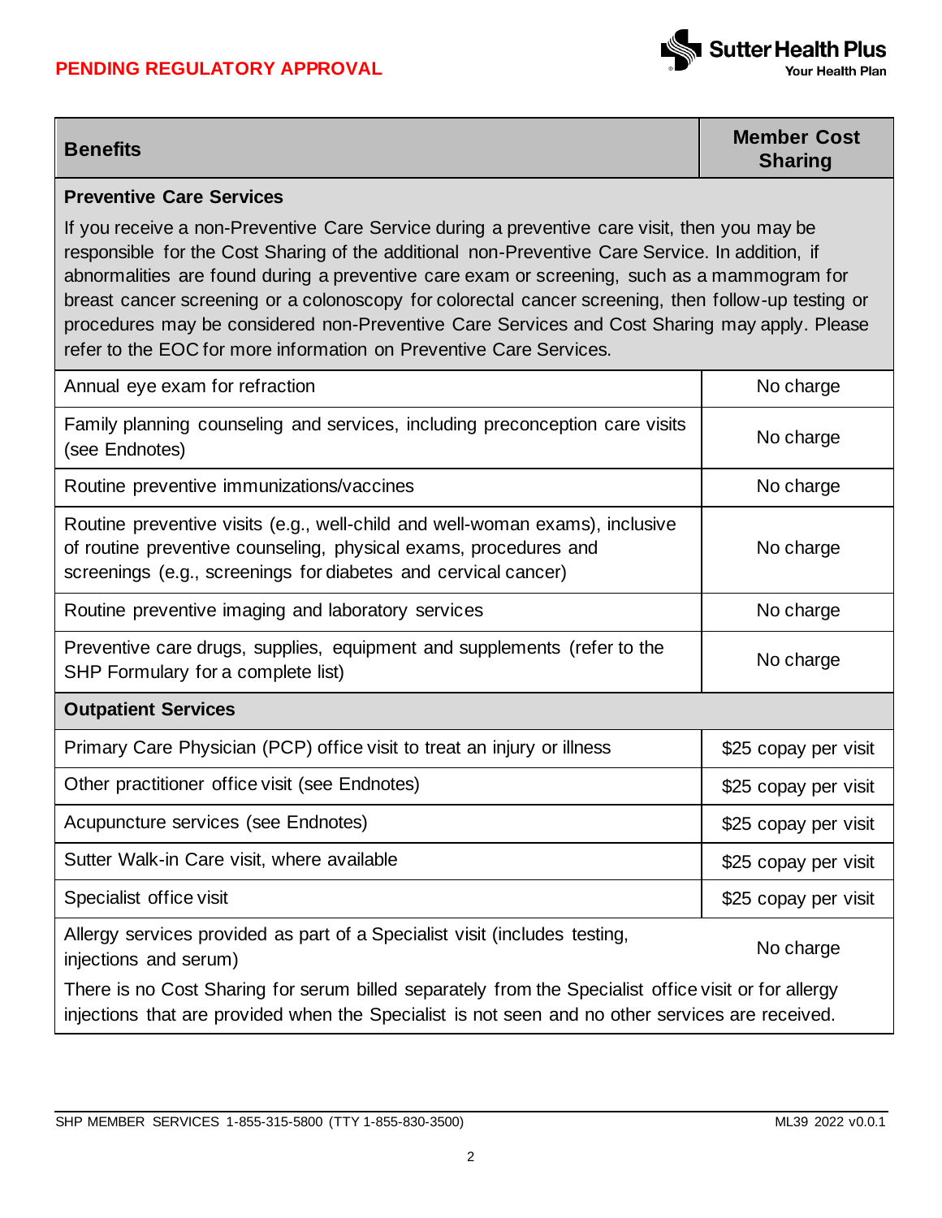PENDING REGULATORY APPROVAL

| Benefits | Member Cost Sharing |
| --- | --- |
| **Preventive Care Services** | |
| If you receive a non-Preventive Care Service during a preventive care visit, then you may be responsible for the Cost Sharing of the additional non-Preventive Care Service. In addition, if abnormalities are found during a preventive care exam or screening, such as a mammogram for breast cancer screening or a colonoscopy for colorectal cancer screening, then follow-up testing or procedures may be considered non-Preventive Care Services and Cost Sharing may apply. Please refer to the EOC for more information on Preventive Care Services. | |
| Annual eye exam for refraction | No charge |
| Family planning counseling and services, including preconception care visits (see Endnotes) | No charge |
| Routine preventive immunizations/vaccines | No charge |
| Routine preventive visits (e.g., well-child and well-woman exams), inclusive of routine preventive counseling, physical exams, procedures and screenings (e.g., screenings for diabetes and cervical cancer) | No charge |
| Routine preventive imaging and laboratory services | No charge |
| Preventive care drugs, supplies, equipment and supplements (refer to the SHP Formulary for a complete list) | No charge |
| **Outpatient Services** | |
| Primary Care Physician (PCP) office visit to treat an injury or illness | $25 copay per visit |
| Other practitioner office visit (see Endnotes) | $25 copay per visit |
| Acupuncture services (see Endnotes) | $25 copay per visit |
| Sutter Walk-in Care visit, where available | $25 copay per visit |
| Specialist office visit | $25 copay per visit |
| Allergy services provided as part of a Specialist visit (includes testing, injections and serum) | No charge |
| There is no Cost Sharing for serum billed separately from the Specialist office visit or for allergy injections that are provided when the Specialist is not seen and no other services are received. | |

SHP MEMBER SERVICES 1-855-315-5800 (TTY 1-855-830-3500) ML39 2022 v0.0.1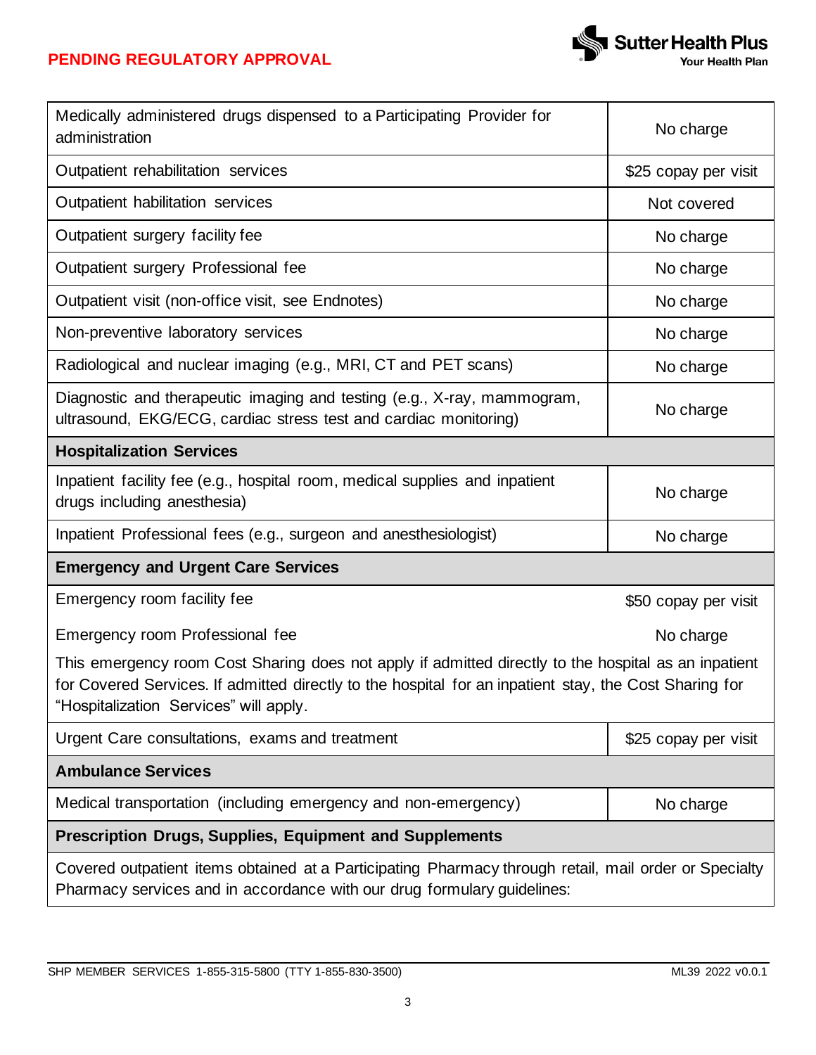**PENDING REGULATORY APPROVAL**

| | |
|---|---|
| Medically administered drugs dispensed to a Participating Provider for administration | No charge |
| Outpatient rehabilitation services | $25 copay per visit |
| Outpatient habilitation services | Not covered |
| Outpatient surgery facility fee | No charge |
| Outpatient surgery Professional fee | No charge |
| Outpatient visit (non-office visit, see Endnotes) | No charge |
| Non-preventive laboratory services | No charge |
| Radiological and nuclear imaging (e.g., MRI, CT and PET scans) | No charge |
| Diagnostic and therapeutic imaging and testing (e.g., X-ray, mammogram, ultrasound, EKG/ECG, cardiac stress test and cardiac monitoring) | No charge |
| **Hospitalization Services** | |
| Inpatient facility fee (e.g., hospital room, medical supplies and inpatient drugs including anesthesia) | No charge |
| Inpatient Professional fees (e.g., surgeon and anesthesiologist) | No charge |
| **Emergency and Urgent Care Services** | |
| Emergency room facility fee | $50 copay per visit |
| Emergency room Professional fee | No charge |
| This emergency room Cost Sharing does not apply if admitted directly to the hospital as an inpatient for Covered Services. If admitted directly to the hospital for an inpatient stay, the Cost Sharing for "Hospitalization Services" will apply. | |
| Urgent Care consultations, exams and treatment | $25 copay per visit |
| **Ambulance Services** | |
| Medical transportation (including emergency and non-emergency) | No charge |
| **Prescription Drugs, Supplies, Equipment and Supplements** | |
| Covered outpatient items obtained at a Participating Pharmacy through retail, mail order or Specialty Pharmacy services and in accordance with our drug formulary guidelines: | |

SHP MEMBER SERVICES 1-855-315-5800 (TTY 1-855-830-3500) ML39 2022 v0.0.1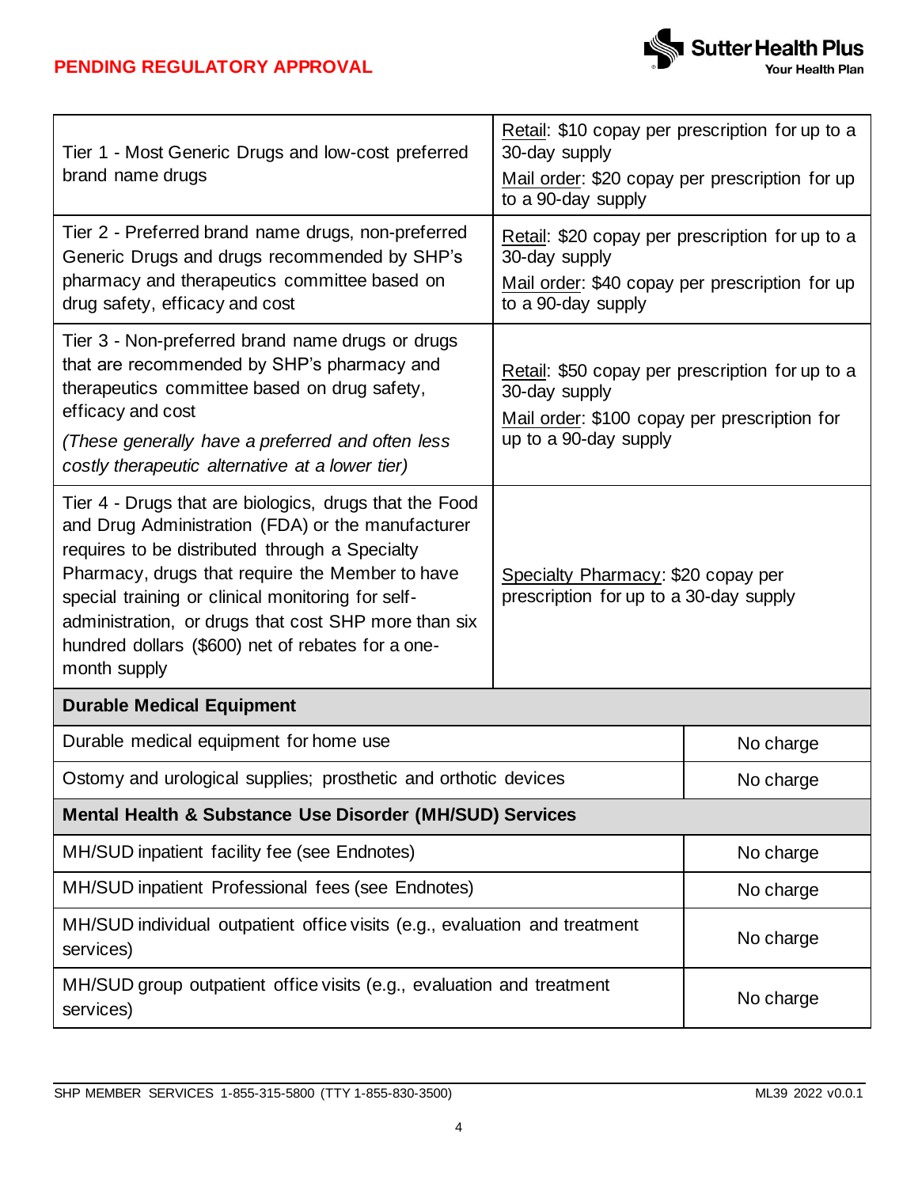**PENDING REGULATORY APPROVAL**

| | |
|---|---|
| Tier 1 - Most Generic Drugs and low-cost preferred brand name drugs | Retail: $10 copay per prescription for up to a 30-day supply<br>Mail order: $20 copay per prescription for up to a 90-day supply |
| Tier 2 - Preferred brand name drugs, non-preferred Generic Drugs and drugs recommended by SHP's pharmacy and therapeutics committee based on drug safety, efficacy and cost | Retail: $20 copay per prescription for up to a 30-day supply<br>Mail order: $40 copay per prescription for up to a 90-day supply |
| Tier 3 - Non-preferred brand name drugs or drugs that are recommended by SHP's pharmacy and therapeutics committee based on drug safety, efficacy and cost<br>*(These generally have a preferred and often less costly therapeutic alternative at a lower tier)* | Retail: $50 copay per prescription for up to a 30-day supply<br>Mail order: $100 copay per prescription for up to a 90-day supply |
| Tier 4 - Drugs that are biologics, drugs that the Food and Drug Administration (FDA) or the manufacturer requires to be distributed through a Specialty Pharmacy, drugs that require the Member to have special training or clinical monitoring for self-administration, or drugs that cost SHP more than six hundred dollars ($600) net of rebates for a one-month supply | Specialty Pharmacy: $20 copay per prescription for up to a 30-day supply |
| **Durable Medical Equipment** | |
| Durable medical equipment for home use | No charge |
| Ostomy and urological supplies; prosthetic and orthotic devices | No charge |
| **Mental Health & Substance Use Disorder (MH/SUD) Services** | |
| MH/SUD inpatient facility fee (see Endnotes) | No charge |
| MH/SUD inpatient Professional fees (see Endnotes) | No charge |
| MH/SUD individual outpatient office visits (e.g., evaluation and treatment services) | No charge |
| MH/SUD group outpatient office visits (e.g., evaluation and treatment services) | No charge |

SHP MEMBER SERVICES 1-855-315-5800 (TTY 1-855-830-3500) ML39 2022 v0.0.1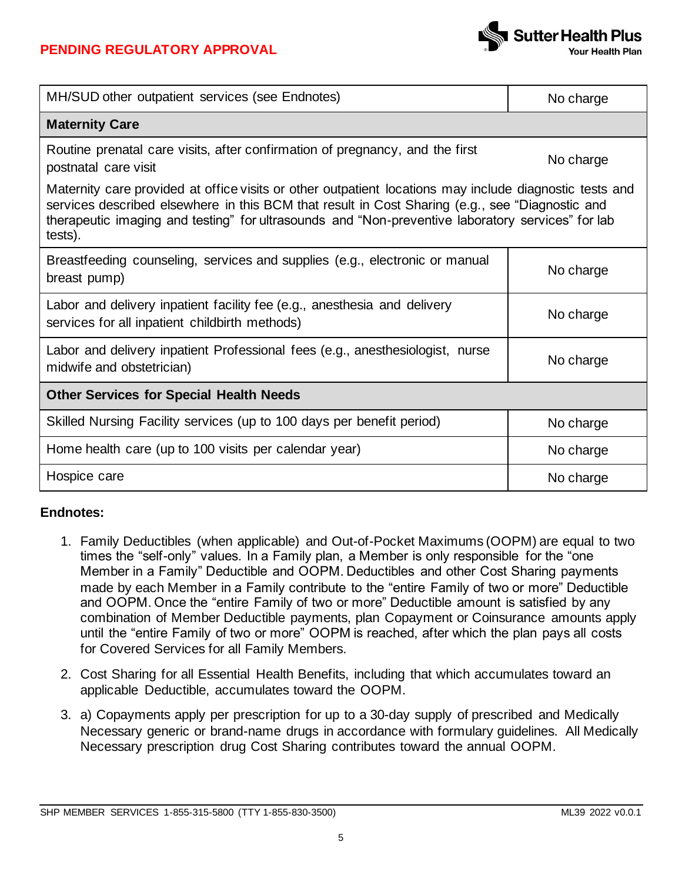| MH/SUD other outpatient services (see Endnotes) | No charge |
|---|---|
| **Maternity Care** | |
| Routine prenatal care visits, after confirmation of pregnancy, and the first postnatal care visit | No charge |
| Maternity care provided at office visits or other outpatient locations may include diagnostic tests and services described elsewhere in this BCM that result in Cost Sharing (e.g., see "Diagnostic and therapeutic imaging and testing" for ultrasounds and "Non-preventive laboratory services" for lab tests). | |
| Breastfeeding counseling, services and supplies (e.g., electronic or manual breast pump) | No charge |
| Labor and delivery inpatient facility fee (e.g., anesthesia and delivery services for all inpatient childbirth methods) | No charge |
| Labor and delivery inpatient Professional fees (e.g., anesthesiologist, nurse midwife and obstetrician) | No charge |
| **Other Services for Special Health Needs** | |
| Skilled Nursing Facility services (up to 100 days per benefit period) | No charge |
| Home health care (up to 100 visits per calendar year) | No charge |
| Hospice care | No charge |

**Endnotes:**

1. Family Deductibles (when applicable) and Out-of-Pocket Maximums (OOPM) are equal to two times the "self-only" values. In a Family plan, a Member is only responsible for the "one Member in a Family" Deductible and OOPM. Deductibles and other Cost Sharing payments made by each Member in a Family contribute to the "entire Family of two or more" Deductible and OOPM. Once the "entire Family of two or more" Deductible amount is satisfied by any combination of Member Deductible payments, plan Copayment or Coinsurance amounts apply until the "entire Family of two or more" OOPM is reached, after which the plan pays all costs for Covered Services for all Family Members.
2. Cost Sharing for all Essential Health Benefits, including that which accumulates toward an applicable Deductible, accumulates toward the OOPM.
3. a) Copayments apply per prescription for up to a 30-day supply of prescribed and Medically Necessary generic or brand-name drugs in accordance with formulary guidelines. All Medically Necessary prescription drug Cost Sharing contributes toward the annual OOPM.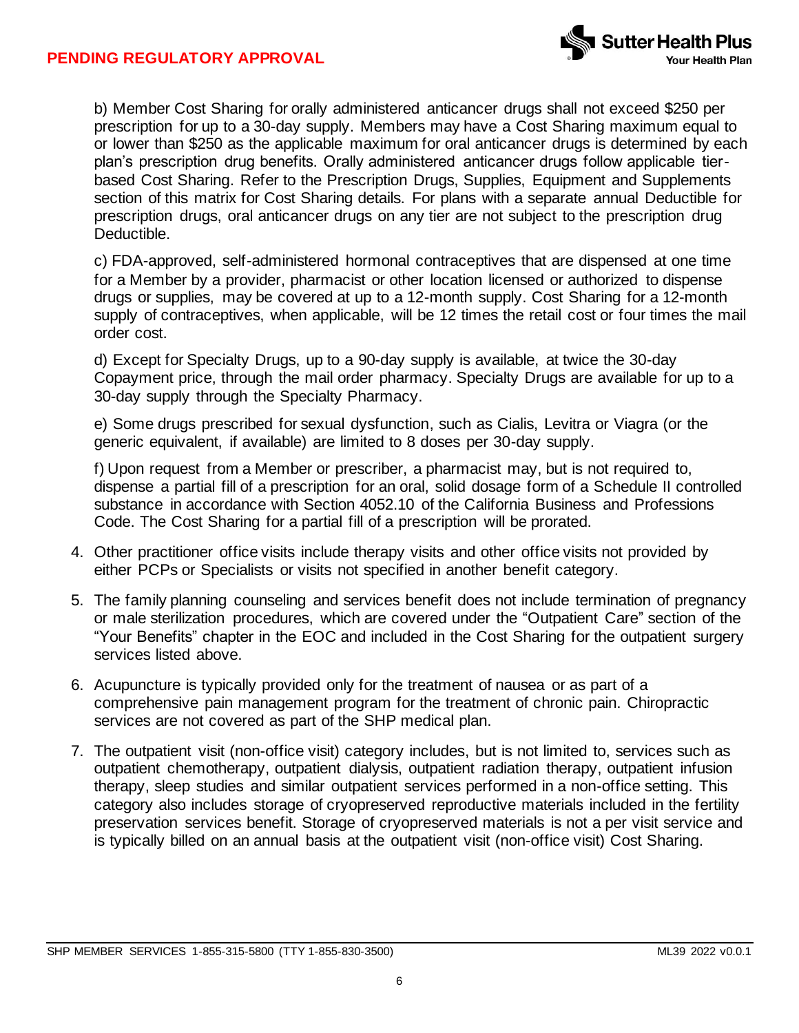b) Member Cost Sharing for orally administered anticancer drugs shall not exceed $250 per prescription for up to a 30-day supply. Members may have a Cost Sharing maximum equal to or lower than $250 as the applicable maximum for oral anticancer drugs is determined by each plan's prescription drug benefits. Orally administered anticancer drugs follow applicable tier-based Cost Sharing. Refer to the Prescription Drugs, Supplies, Equipment and Supplements section of this matrix for Cost Sharing details. For plans with a separate annual Deductible for prescription drugs, oral anticancer drugs on any tier are not subject to the prescription drug Deductible.

c) FDA-approved, self-administered hormonal contraceptives that are dispensed at one time for a Member by a provider, pharmacist or other location licensed or authorized to dispense drugs or supplies, may be covered at up to a 12-month supply. Cost Sharing for a 12-month supply of contraceptives, when applicable, will be 12 times the retail cost or four times the mail order cost.

d) Except for Specialty Drugs, up to a 90-day supply is available, at twice the 30-day Copayment price, through the mail order pharmacy. Specialty Drugs are available for up to a 30-day supply through the Specialty Pharmacy.

e) Some drugs prescribed for sexual dysfunction, such as Cialis, Levitra or Viagra (or the generic equivalent, if available) are limited to 8 doses per 30-day supply.

f) Upon request from a Member or prescriber, a pharmacist may, but is not required to, dispense a partial fill of a prescription for an oral, solid dosage form of a Schedule II controlled substance in accordance with Section 4052.10 of the California Business and Professions Code. The Cost Sharing for a partial fill of a prescription will be prorated.

4. Other practitioner office visits include therapy visits and other office visits not provided by either PCPs or Specialists or visits not specified in another benefit category.
5. The family planning counseling and services benefit does not include termination of pregnancy or male sterilization procedures, which are covered under the "Outpatient Care" section of the "Your Benefits" chapter in the EOC and included in the Cost Sharing for the outpatient surgery services listed above.
6. Acupuncture is typically provided only for the treatment of nausea or as part of a comprehensive pain management program for the treatment of chronic pain. Chiropractic services are not covered as part of the SHP medical plan.
7. The outpatient visit (non-office visit) category includes, but is not limited to, services such as outpatient chemotherapy, outpatient dialysis, outpatient radiation therapy, outpatient infusion therapy, sleep studies and similar outpatient services performed in a non-office setting. This category also includes storage of cryopreserved reproductive materials included in the fertility preservation services benefit. Storage of cryopreserved materials is not a per visit service and is typically billed on an annual basis at the outpatient visit (non-office visit) Cost Sharing.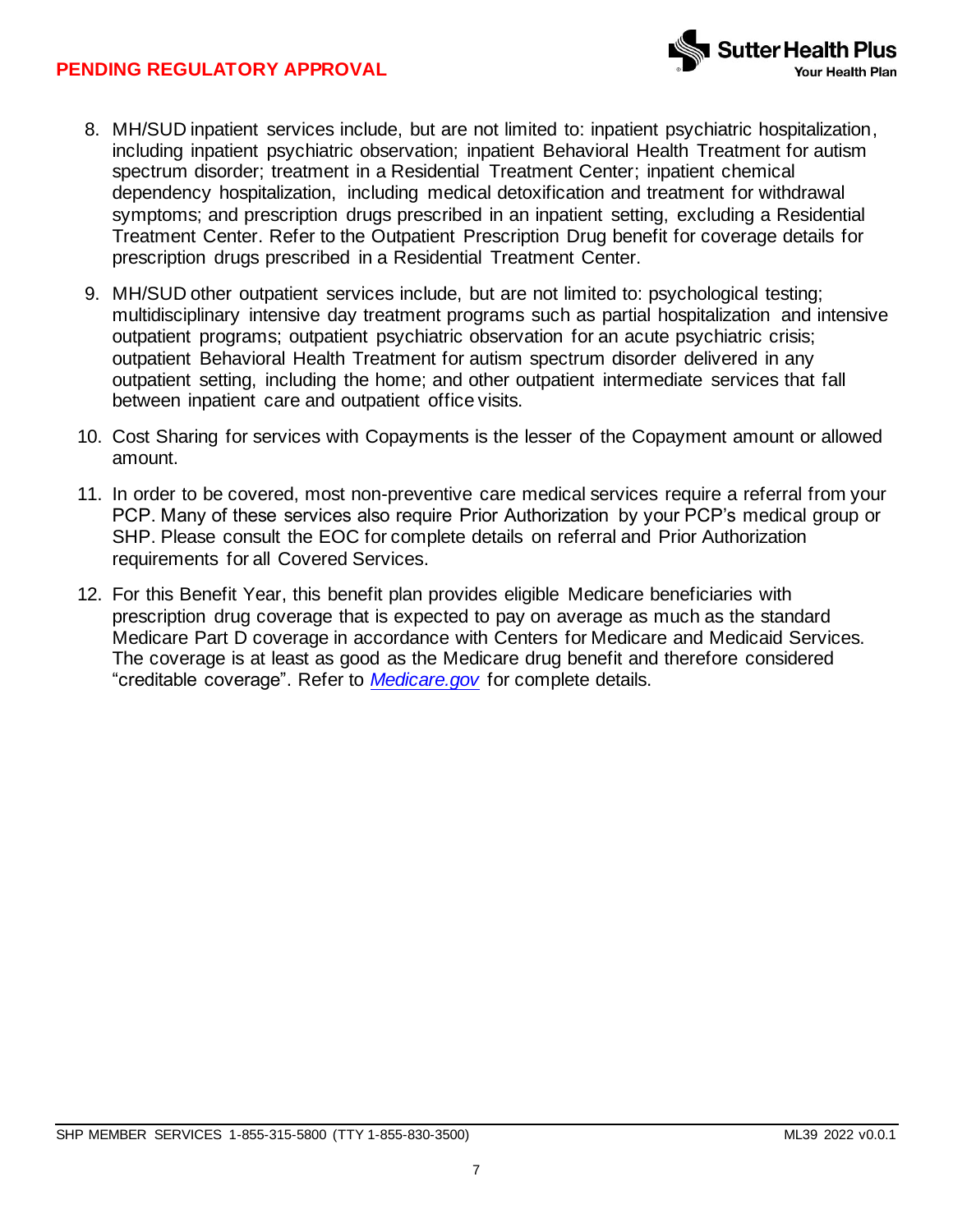**PENDING REGULATORY APPROVAL**

8. MH/SUD inpatient services include, but are not limited to: inpatient psychiatric hospitalization, including inpatient psychiatric observation; inpatient Behavioral Health Treatment for autism spectrum disorder; treatment in a Residential Treatment Center; inpatient chemical dependency hospitalization, including medical detoxification and treatment for withdrawal symptoms; and prescription drugs prescribed in an inpatient setting, excluding a Residential Treatment Center. Refer to the Outpatient Prescription Drug benefit for coverage details for prescription drugs prescribed in a Residential Treatment Center.
9. MH/SUD other outpatient services include, but are not limited to: psychological testing; multidisciplinary intensive day treatment programs such as partial hospitalization and intensive outpatient programs; outpatient psychiatric observation for an acute psychiatric crisis; outpatient Behavioral Health Treatment for autism spectrum disorder delivered in any outpatient setting, including the home; and other outpatient intermediate services that fall between inpatient care and outpatient office visits.
10. Cost Sharing for services with Copayments is the lesser of the Copayment amount or allowed amount.
11. In order to be covered, most non-preventive care medical services require a referral from your PCP. Many of these services also require Prior Authorization by your PCP's medical group or SHP. Please consult the EOC for complete details on referral and Prior Authorization requirements for all Covered Services.
12. For this Benefit Year, this benefit plan provides eligible Medicare beneficiaries with prescription drug coverage that is expected to pay on average as much as the standard Medicare Part D coverage in accordance with Centers for Medicare and Medicaid Services. The coverage is at least as good as the Medicare drug benefit and therefore considered "creditable coverage". Refer to *Medicare.gov* for complete details.

SHP MEMBER SERVICES 1-855-315-5800 (TTY 1-855-830-3500) ML39 2022 v0.0.1